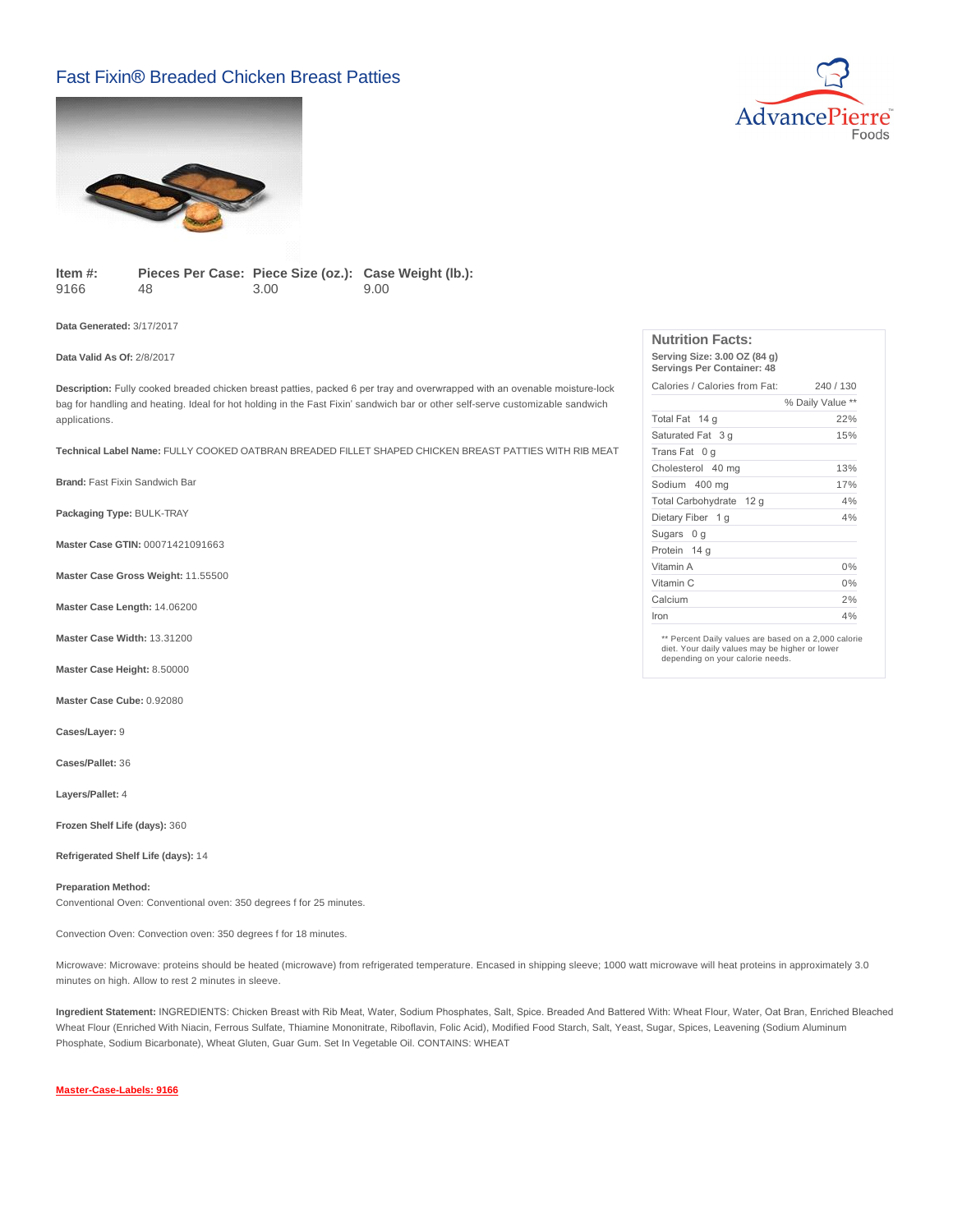# Fast Fixin® Breaded Chicken Breast Patties

AdvancePierre Foods

| Item #: | Pieces Per Case: | Piece Size (oz.): | Case Weight (lb.): |
|---|---|---|---|
| 9166 | 48 | 3.00 | 9.00 |

**Data Generated:** 3/17/2017

**Data Valid As Of:** 2/8/2017

**Description:** Fully cooked breaded chicken breast patties, packed 6 per tray and overwrapped with an ovenable moisture-lock bag for handling and heating. Ideal for hot holding in the Fast Fixin' sandwich bar or other self-serve customizable sandwich applications.

**Technical Label Name:** FULLY COOKED OATBRAN BREADED FILLET SHAPED CHICKEN BREAST PATTIES WITH RIB MEAT

**Brand:** Fast Fixin Sandwich Bar

**Packaging Type:** BULK-TRAY

**Master Case GTIN:** 00071421091663

**Master Case Gross Weight:** 11.55500

**Master Case Length:** 14.06200

**Master Case Width:** 13.31200

**Master Case Height:** 8.50000

**Master Case Cube:** 0.92080

**Cases/Layer:** 9

**Cases/Pallet:** 36

**Layers/Pallet:** 4

**Frozen Shelf Life (days):** 360

**Refrigerated Shelf Life (days):** 14

**Preparation Method:**
Conventional Oven: Conventional oven: 350 degrees f for 25 minutes.

Convection Oven: Convection oven: 350 degrees f for 18 minutes.

Microwave: Microwave: proteins should be heated (microwave) from refrigerated temperature. Encased in shipping sleeve; 1000 watt microwave will heat proteins in approximately 3.0 minutes on high. Allow to rest 2 minutes in sleeve.

**Ingredient Statement:** INGREDIENTS: Chicken Breast with Rib Meat, Water, Sodium Phosphates, Salt, Spice. Breaded And Battered With: Wheat Flour, Water, Oat Bran, Enriched Bleached Wheat Flour (Enriched With Niacin, Ferrous Sulfate, Thiamine Mononitrate, Riboflavin, Folic Acid), Modified Food Starch, Salt, Yeast, Sugar, Spices, Leavening (Sodium Aluminum Phosphate, Sodium Bicarbonate), Wheat Gluten, Guar Gum. Set In Vegetable Oil. CONTAINS: WHEAT

**Master-Case-Labels: 9166**

## Nutrition Facts:

**Serving Size: 3.00 OZ (84 g)**
**Servings Per Container: 48**

| Calories / Calories from Fat: | 240 / 130 |
|---|---|
| | % Daily Value ** |
| Total Fat 14 g | 22% |
| Saturated Fat 3 g | 15% |
| Trans Fat 0 g | |
| Cholesterol 40 mg | 13% |
| Sodium 400 mg | 17% |
| Total Carbohydrate 12 g | 4% |
| Dietary Fiber 1 g | 4% |
| Sugars 0 g | |
| Protein 14 g | |
| Vitamin A | 0% |
| Vitamin C | 0% |
| Calcium | 2% |
| Iron | 4% |

** Percent Daily values are based on a 2,000 calorie diet. Your daily values may be higher or lower depending on your calorie needs.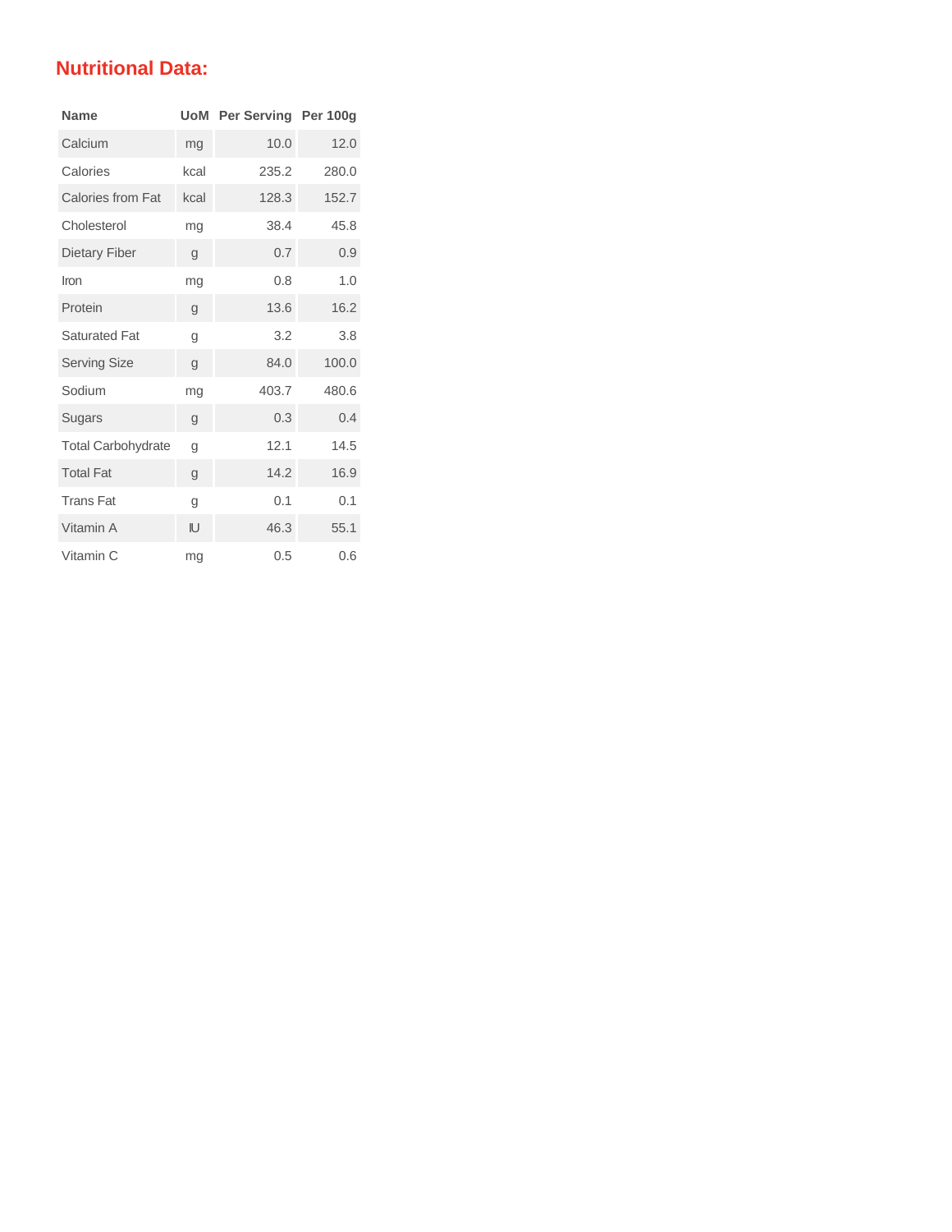## Nutritional Data:

| Name | UoM | Per Serving | Per 100g |
|---|---|---|---|
| Calcium | mg | 10.0 | 12.0 |
| Calories | kcal | 235.2 | 280.0 |
| Calories from Fat | kcal | 128.3 | 152.7 |
| Cholesterol | mg | 38.4 | 45.8 |
| Dietary Fiber | g | 0.7 | 0.9 |
| Iron | mg | 0.8 | 1.0 |
| Protein | g | 13.6 | 16.2 |
| Saturated Fat | g | 3.2 | 3.8 |
| Serving Size | g | 84.0 | 100.0 |
| Sodium | mg | 403.7 | 480.6 |
| Sugars | g | 0.3 | 0.4 |
| Total Carbohydrate | g | 12.1 | 14.5 |
| Total Fat | g | 14.2 | 16.9 |
| Trans Fat | g | 0.1 | 0.1 |
| Vitamin A | IU | 46.3 | 55.1 |
| Vitamin C | mg | 0.5 | 0.6 |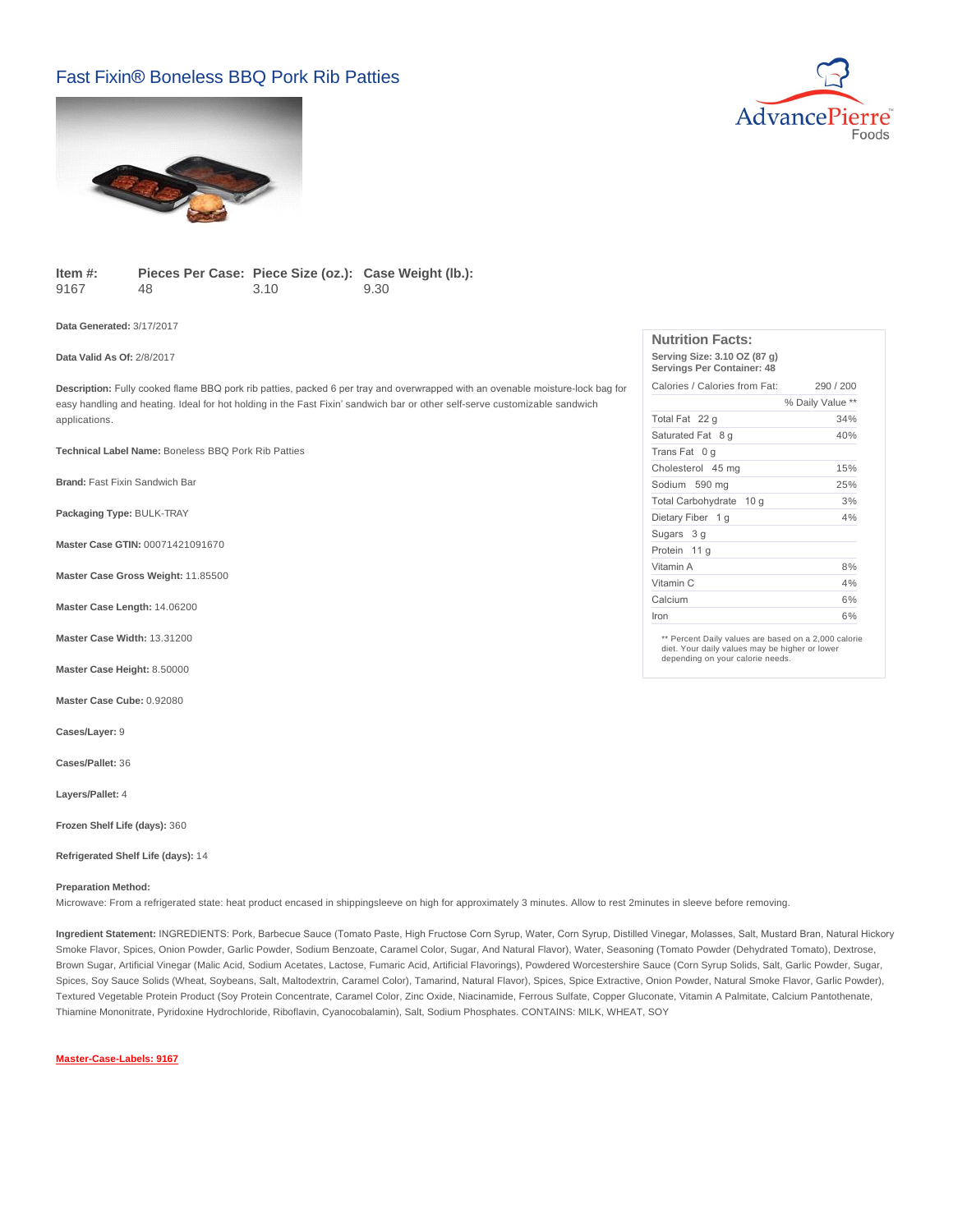# Fast Fixin® Boneless BBQ Pork Rib Patties

AdvancePierre Foods

| Item #: | Pieces Per Case: | Piece Size (oz.): | Case Weight (lb.): |
| --- | --- | --- | --- |
| 9167 | 48 | 3.10 | 9.30 |

**Data Generated:** 3/17/2017

**Data Valid As Of:** 2/8/2017

**Description:** Fully cooked flame BBQ pork rib patties, packed 6 per tray and overwrapped with an ovenable moisture-lock bag for easy handling and heating. Ideal for hot holding in the Fast Fixin' sandwich bar or other self-serve customizable sandwich applications.

**Technical Label Name:** Boneless BBQ Pork Rib Patties

**Brand:** Fast Fixin Sandwich Bar

**Packaging Type:** BULK-TRAY

**Master Case GTIN:** 00071421091670

**Master Case Gross Weight:** 11.85500

**Master Case Length:** 14.06200

**Master Case Width:** 13.31200

**Master Case Height:** 8.50000

**Master Case Cube:** 0.92080

**Cases/Layer:** 9

**Cases/Pallet:** 36

**Layers/Pallet:** 4

**Frozen Shelf Life (days):** 360

**Refrigerated Shelf Life (days):** 14

### Nutrition Facts:

**Serving Size: 3.10 OZ (87 g)**
**Servings Per Container: 48**

| Calories / Calories from Fat: | 290 / 200 |
| --- | --- |
| | % Daily Value ** |
| Total Fat 22 g | 34% |
| Saturated Fat 8 g | 40% |
| Trans Fat 0 g | |
| Cholesterol 45 mg | 15% |
| Sodium 590 mg | 25% |
| Total Carbohydrate 10 g | 3% |
| Dietary Fiber 1 g | 4% |
| Sugars 3 g | |
| Protein 11 g | |
| Vitamin A | 8% |
| Vitamin C | 4% |
| Calcium | 6% |
| Iron | 6% |

** Percent Daily values are based on a 2,000 calorie diet. Your daily values may be higher or lower depending on your calorie needs.

**Preparation Method:**

Microwave: From a refrigerated state: heat product encased in shippingsleeve on high for approximately 3 minutes. Allow to rest 2minutes in sleeve before removing.

**Ingredient Statement:** INGREDIENTS: Pork, Barbecue Sauce (Tomato Paste, High Fructose Corn Syrup, Water, Corn Syrup, Distilled Vinegar, Molasses, Salt, Mustard Bran, Natural Hickory Smoke Flavor, Spices, Onion Powder, Garlic Powder, Sodium Benzoate, Caramel Color, Sugar, And Natural Flavor), Water, Seasoning (Tomato Powder (Dehydrated Tomato), Dextrose, Brown Sugar, Artificial Vinegar (Malic Acid, Sodium Acetates, Lactose, Fumaric Acid, Artificial Flavorings), Powdered Worcestershire Sauce (Corn Syrup Solids, Salt, Garlic Powder, Sugar, Spices, Soy Sauce Solids (Wheat, Soybeans, Salt, Maltodextrin, Caramel Color), Tamarind, Natural Flavor), Spices, Spice Extractive, Onion Powder, Natural Smoke Flavor, Garlic Powder), Textured Vegetable Protein Product (Soy Protein Concentrate, Caramel Color, Zinc Oxide, Niacinamide, Ferrous Sulfate, Copper Gluconate, Vitamin A Palmitate, Calcium Pantothenate, Thiamine Mononitrate, Pyridoxine Hydrochloride, Riboflavin, Cyanocobalamin), Salt, Sodium Phosphates. CONTAINS: MILK, WHEAT, SOY

**Master-Case-Labels: 9167**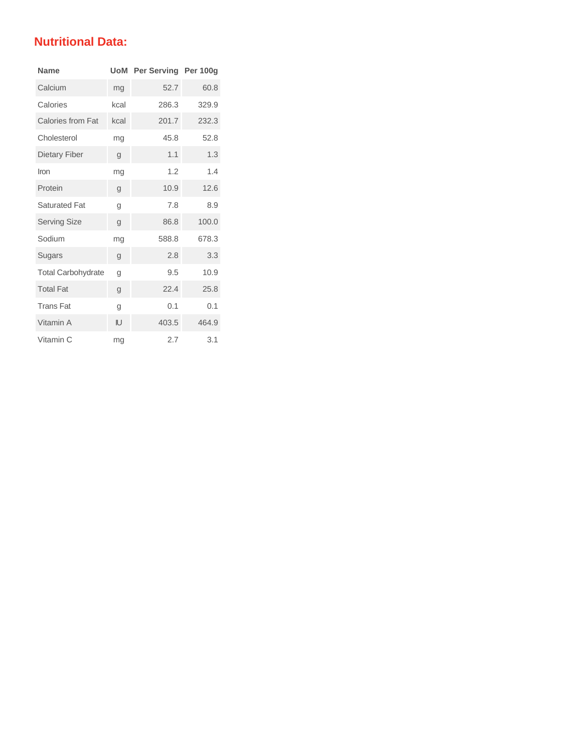## Nutritional Data:

| Name | UoM | Per Serving | Per 100g |
|---|---|---|---|
| Calcium | mg | 52.7 | 60.8 |
| Calories | kcal | 286.3 | 329.9 |
| Calories from Fat | kcal | 201.7 | 232.3 |
| Cholesterol | mg | 45.8 | 52.8 |
| Dietary Fiber | g | 1.1 | 1.3 |
| Iron | mg | 1.2 | 1.4 |
| Protein | g | 10.9 | 12.6 |
| Saturated Fat | g | 7.8 | 8.9 |
| Serving Size | g | 86.8 | 100.0 |
| Sodium | mg | 588.8 | 678.3 |
| Sugars | g | 2.8 | 3.3 |
| Total Carbohydrate | g | 9.5 | 10.9 |
| Total Fat | g | 22.4 | 25.8 |
| Trans Fat | g | 0.1 | 0.1 |
| Vitamin A | IU | 403.5 | 464.9 |
| Vitamin C | mg | 2.7 | 3.1 |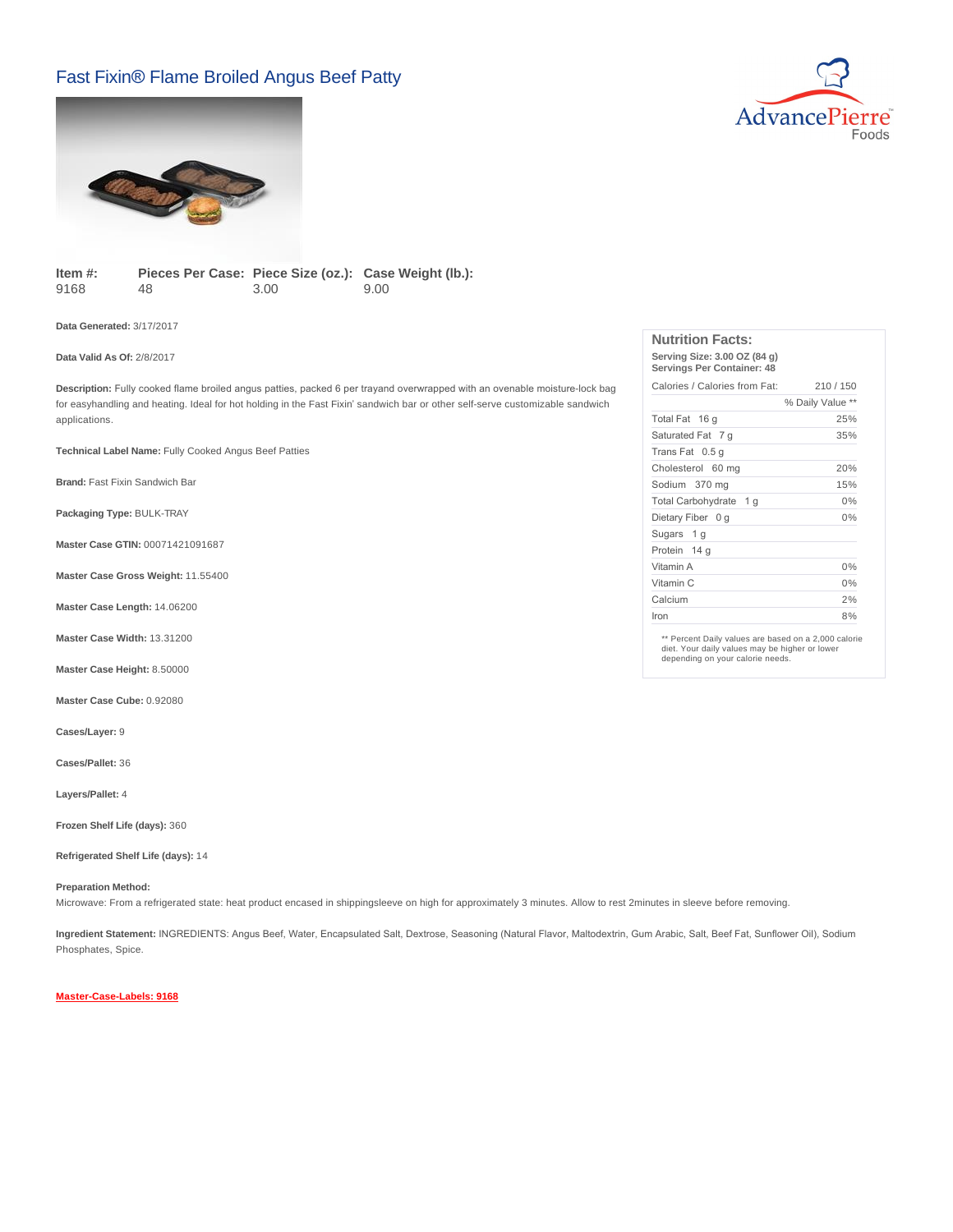# Fast Fixin® Flame Broiled Angus Beef Patty

AdvancePierre Foods

| Item #: | Pieces Per Case: | Piece Size (oz.): | Case Weight (lb.): |
|---|---|---|---|
| 9168 | 48 | 3.00 | 9.00 |

**Data Generated:** 3/17/2017

**Data Valid As Of:** 2/8/2017

**Description:** Fully cooked flame broiled angus patties, packed 6 per trayand overwrapped with an ovenable moisture-lock bag for easyhandling and heating. Ideal for hot holding in the Fast Fixin' sandwich bar or other self-serve customizable sandwich applications.

**Technical Label Name:** Fully Cooked Angus Beef Patties

**Brand:** Fast Fixin Sandwich Bar

**Packaging Type:** BULK-TRAY

**Master Case GTIN:** 00071421091687

**Master Case Gross Weight:** 11.55400

**Master Case Length:** 14.06200

**Master Case Width:** 13.31200

**Master Case Height:** 8.50000

**Master Case Cube:** 0.92080

**Cases/Layer:** 9

**Cases/Pallet:** 36

**Layers/Pallet:** 4

**Frozen Shelf Life (days):** 360

**Refrigerated Shelf Life (days):** 14

**Preparation Method:**
Microwave: From a refrigerated state: heat product encased in shippingsleeve on high for approximately 3 minutes. Allow to rest 2minutes in sleeve before removing.

**Ingredient Statement:** INGREDIENTS: Angus Beef, Water, Encapsulated Salt, Dextrose, Seasoning (Natural Flavor, Maltodextrin, Gum Arabic, Salt, Beef Fat, Sunflower Oil), Sodium Phosphates, Spice.

**Master-Case-Labels: 9168**

## Nutrition Facts:

**Serving Size: 3.00 OZ (84 g)**
**Servings Per Container: 48**

| Calories / Calories from Fat: | 210 / 150 |
|---|---|
| | % Daily Value ** |
| Total Fat 16 g | 25% |
| Saturated Fat 7 g | 35% |
| Trans Fat 0.5 g | |
| Cholesterol 60 mg | 20% |
| Sodium 370 mg | 15% |
| Total Carbohydrate 1 g | 0% |
| Dietary Fiber 0 g | 0% |
| Sugars 1 g | |
| Protein 14 g | |
| Vitamin A | 0% |
| Vitamin C | 0% |
| Calcium | 2% |
| Iron | 8% |

** Percent Daily values are based on a 2,000 calorie diet. Your daily values may be higher or lower depending on your calorie needs.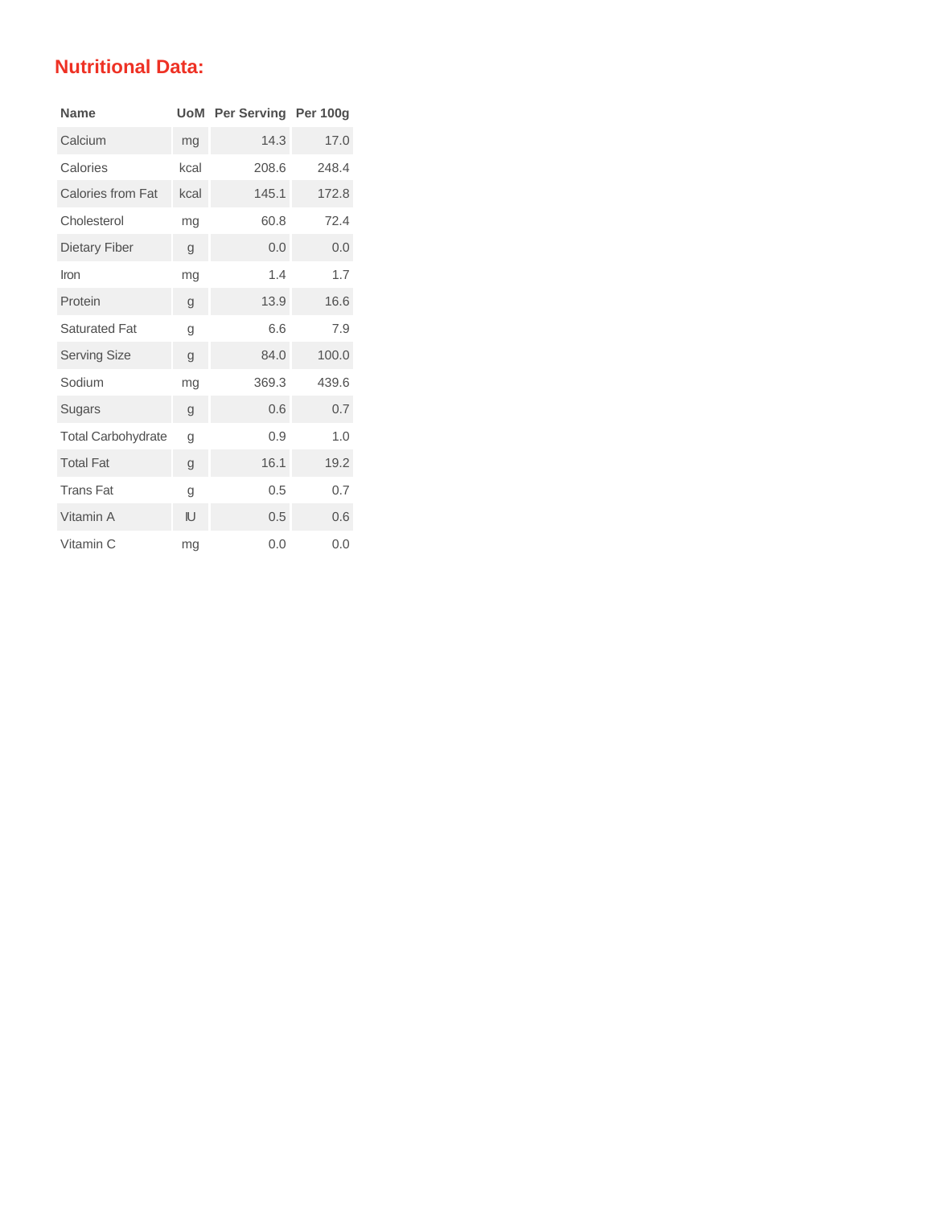## Nutritional Data:

| Name | UoM | Per Serving | Per 100g |
|---|---|---|---|
| Calcium | mg | 14.3 | 17.0 |
| Calories | kcal | 208.6 | 248.4 |
| Calories from Fat | kcal | 145.1 | 172.8 |
| Cholesterol | mg | 60.8 | 72.4 |
| Dietary Fiber | g | 0.0 | 0.0 |
| Iron | mg | 1.4 | 1.7 |
| Protein | g | 13.9 | 16.6 |
| Saturated Fat | g | 6.6 | 7.9 |
| Serving Size | g | 84.0 | 100.0 |
| Sodium | mg | 369.3 | 439.6 |
| Sugars | g | 0.6 | 0.7 |
| Total Carbohydrate | g | 0.9 | 1.0 |
| Total Fat | g | 16.1 | 19.2 |
| Trans Fat | g | 0.5 | 0.7 |
| Vitamin A | IU | 0.5 | 0.6 |
| Vitamin C | mg | 0.0 | 0.0 |